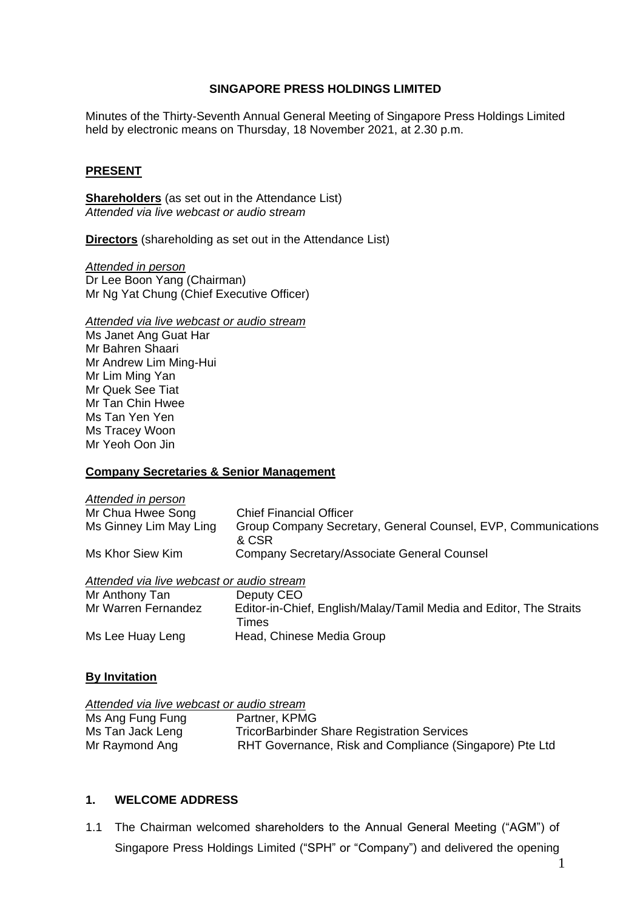# SINGAPORE PRESS HOLDINGS LIMITED

Minutes of the Thirty-Seventh Annual General Meeting of Singapore Press Holdings Limited held by electronic means on Thursday, 18 November 2021, at 2.30 p.m.

## PRESENT

**Shareholders** (as set out in the Attendance List)
*Attended via live webcast or audio stream*

**Directors** (shareholding as set out in the Attendance List)

*Attended in person*
Dr Lee Boon Yang (Chairman)
Mr Ng Yat Chung (Chief Executive Officer)

*Attended via live webcast or audio stream*
Ms Janet Ang Guat Har
Mr Bahren Shaari
Mr Andrew Lim Ming-Hui
Mr Lim Ming Yan
Mr Quek See Tiat
Mr Tan Chin Hwee
Ms Tan Yen Yen
Ms Tracey Woon
Mr Yeoh Oon Jin

**Company Secretaries & Senior Management**

*Attended in person*

| | |
|---|---|
| Mr Chua Hwee Song | Chief Financial Officer |
| Ms Ginney Lim May Ling | Group Company Secretary, General Counsel, EVP, Communications & CSR |
| Ms Khor Siew Kim | Company Secretary/Associate General Counsel |

*Attended via live webcast or audio stream*

| | |
|---|---|
| Mr Anthony Tan | Deputy CEO |
| Mr Warren Fernandez | Editor-in-Chief, English/Malay/Tamil Media and Editor, The Straits Times |
| Ms Lee Huay Leng | Head, Chinese Media Group |

**By Invitation**

*Attended via live webcast or audio stream*

| | |
|---|---|
| Ms Ang Fung Fung | Partner, KPMG |
| Ms Tan Jack Leng | TricorBarbinder Share Registration Services |
| Mr Raymond Ang | RHT Governance, Risk and Compliance (Singapore) Pte Ltd |

## 1. WELCOME ADDRESS

1.1 The Chairman welcomed shareholders to the Annual General Meeting ("AGM") of Singapore Press Holdings Limited ("SPH" or "Company") and delivered the opening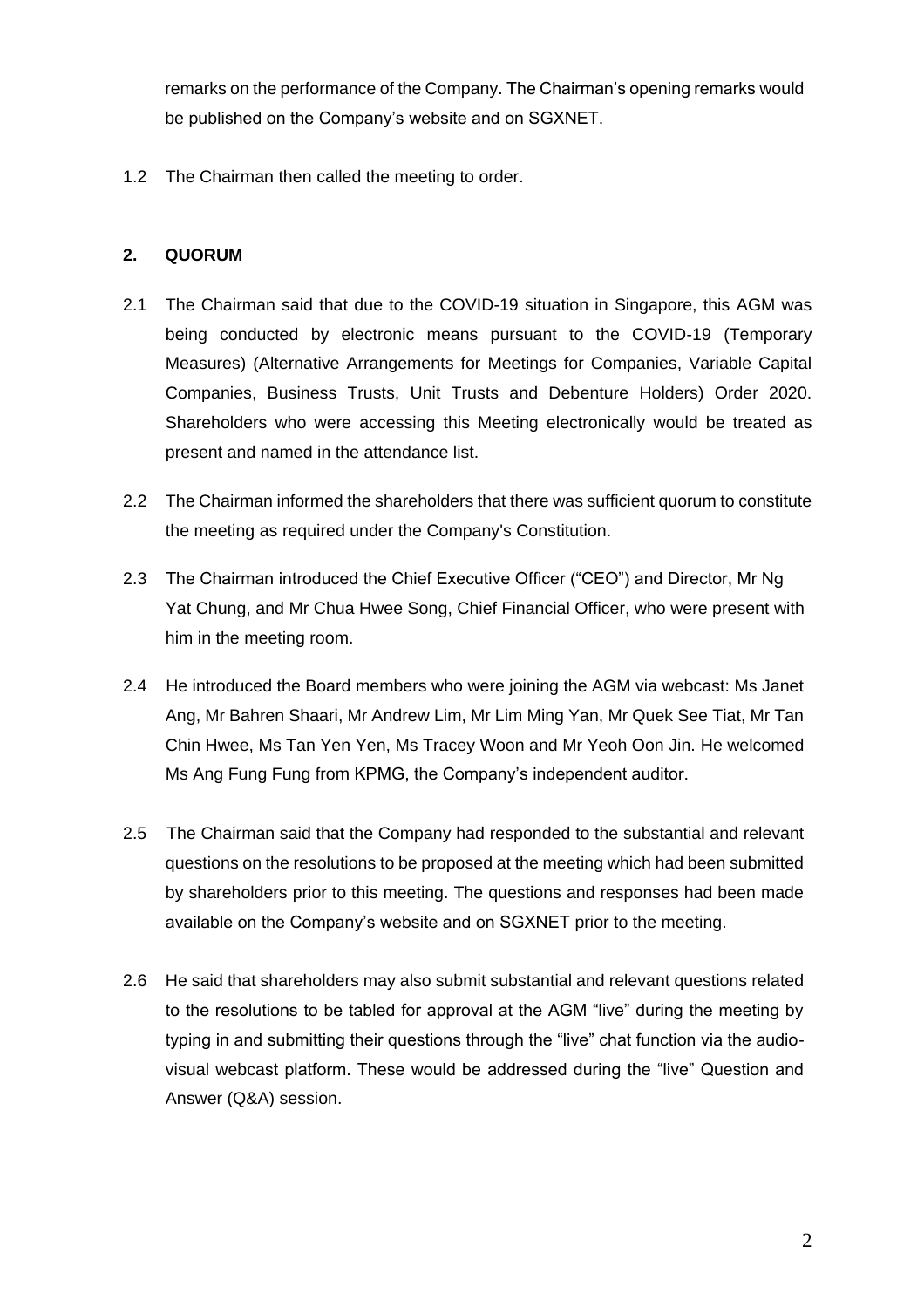remarks on the performance of the Company. The Chairman's opening remarks would be published on the Company's website and on SGXNET.

1.2 The Chairman then called the meeting to order.

**2. QUORUM**

2.1 The Chairman said that due to the COVID-19 situation in Singapore, this AGM was being conducted by electronic means pursuant to the COVID-19 (Temporary Measures) (Alternative Arrangements for Meetings for Companies, Variable Capital Companies, Business Trusts, Unit Trusts and Debenture Holders) Order 2020. Shareholders who were accessing this Meeting electronically would be treated as present and named in the attendance list.

2.2 The Chairman informed the shareholders that there was sufficient quorum to constitute the meeting as required under the Company's Constitution.

2.3 The Chairman introduced the Chief Executive Officer ("CEO") and Director, Mr Ng Yat Chung, and Mr Chua Hwee Song, Chief Financial Officer, who were present with him in the meeting room.

2.4 He introduced the Board members who were joining the AGM via webcast: Ms Janet Ang, Mr Bahren Shaari, Mr Andrew Lim, Mr Lim Ming Yan, Mr Quek See Tiat, Mr Tan Chin Hwee, Ms Tan Yen Yen, Ms Tracey Woon and Mr Yeoh Oon Jin. He welcomed Ms Ang Fung Fung from KPMG, the Company's independent auditor.

2.5 The Chairman said that the Company had responded to the substantial and relevant questions on the resolutions to be proposed at the meeting which had been submitted by shareholders prior to this meeting. The questions and responses had been made available on the Company's website and on SGXNET prior to the meeting.

2.6 He said that shareholders may also submit substantial and relevant questions related to the resolutions to be tabled for approval at the AGM "live" during the meeting by typing in and submitting their questions through the "live" chat function via the audio-visual webcast platform. These would be addressed during the "live" Question and Answer (Q&A) session.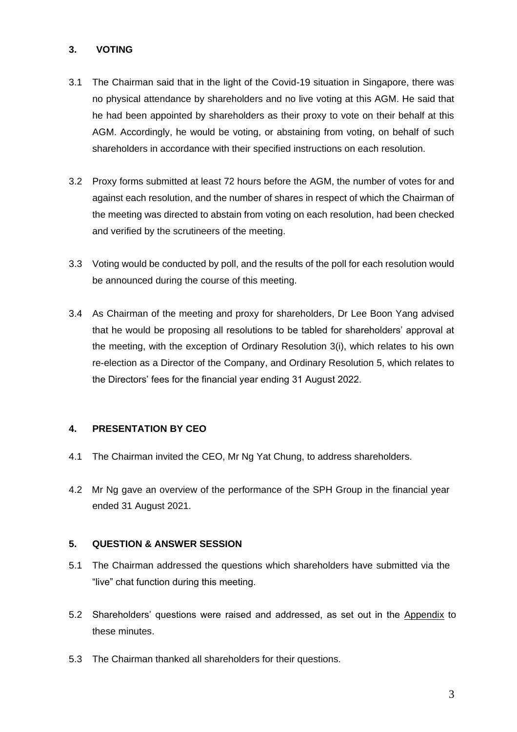## 3. VOTING

3.1 The Chairman said that in the light of the Covid-19 situation in Singapore, there was no physical attendance by shareholders and no live voting at this AGM. He said that he had been appointed by shareholders as their proxy to vote on their behalf at this AGM. Accordingly, he would be voting, or abstaining from voting, on behalf of such shareholders in accordance with their specified instructions on each resolution.

3.2 Proxy forms submitted at least 72 hours before the AGM, the number of votes for and against each resolution, and the number of shares in respect of which the Chairman of the meeting was directed to abstain from voting on each resolution, had been checked and verified by the scrutineers of the meeting.

3.3 Voting would be conducted by poll, and the results of the poll for each resolution would be announced during the course of this meeting.

3.4 As Chairman of the meeting and proxy for shareholders, Dr Lee Boon Yang advised that he would be proposing all resolutions to be tabled for shareholders' approval at the meeting, with the exception of Ordinary Resolution 3(i), which relates to his own re-election as a Director of the Company, and Ordinary Resolution 5, which relates to the Directors' fees for the financial year ending 31 August 2022.

## 4. PRESENTATION BY CEO

4.1 The Chairman invited the CEO, Mr Ng Yat Chung, to address shareholders.

4.2 Mr Ng gave an overview of the performance of the SPH Group in the financial year ended 31 August 2021.

## 5. QUESTION & ANSWER SESSION

5.1 The Chairman addressed the questions which shareholders have submitted via the "live" chat function during this meeting.

5.2 Shareholders' questions were raised and addressed, as set out in the Appendix to these minutes.

5.3 The Chairman thanked all shareholders for their questions.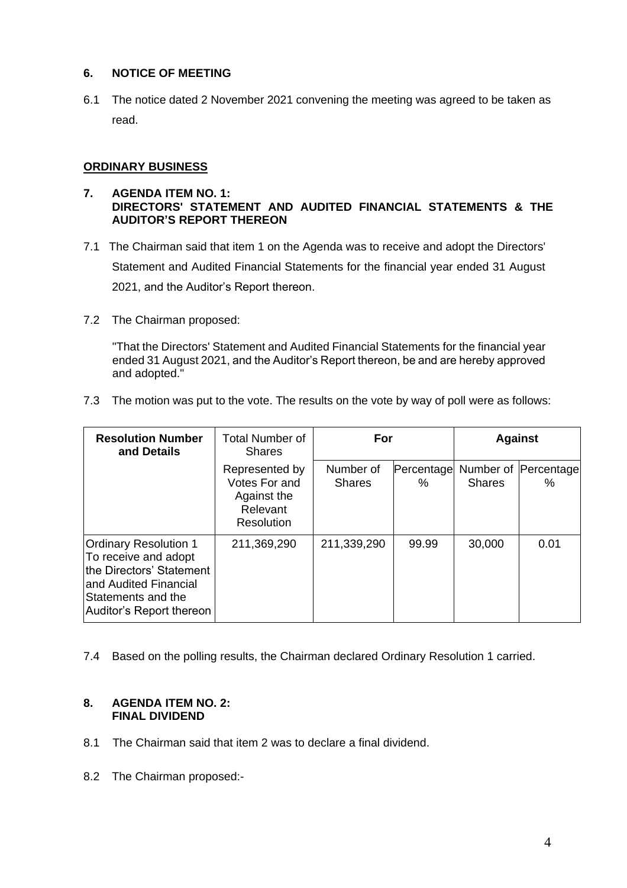**6. NOTICE OF MEETING**

6.1 The notice dated 2 November 2021 convening the meeting was agreed to be taken as read.

**ORDINARY BUSINESS**

**7. AGENDA ITEM NO. 1:**
**DIRECTORS' STATEMENT AND AUDITED FINANCIAL STATEMENTS & THE AUDITOR'S REPORT THEREON**

7.1 The Chairman said that item 1 on the Agenda was to receive and adopt the Directors' Statement and Audited Financial Statements for the financial year ended 31 August 2021, and the Auditor's Report thereon.

7.2 The Chairman proposed:

"That the Directors' Statement and Audited Financial Statements for the financial year ended 31 August 2021, and the Auditor's Report thereon, be and are hereby approved and adopted."

7.3 The motion was put to the vote. The results on the vote by way of poll were as follows:

| Resolution Number and Details | Total Number of Shares | For | | Against | |
|---|---|---|---|---|---|
| | Represented by Votes For and Against the Relevant Resolution | Number of Shares | Percentage % | Number of Shares | Percentage % |
| Ordinary Resolution 1 To receive and adopt the Directors' Statement and Audited Financial Statements and the Auditor's Report thereon | 211,369,290 | 211,339,290 | 99.99 | 30,000 | 0.01 |

7.4 Based on the polling results, the Chairman declared Ordinary Resolution 1 carried.

**8. AGENDA ITEM NO. 2:**
**FINAL DIVIDEND**

8.1 The Chairman said that item 2 was to declare a final dividend.

8.2 The Chairman proposed:-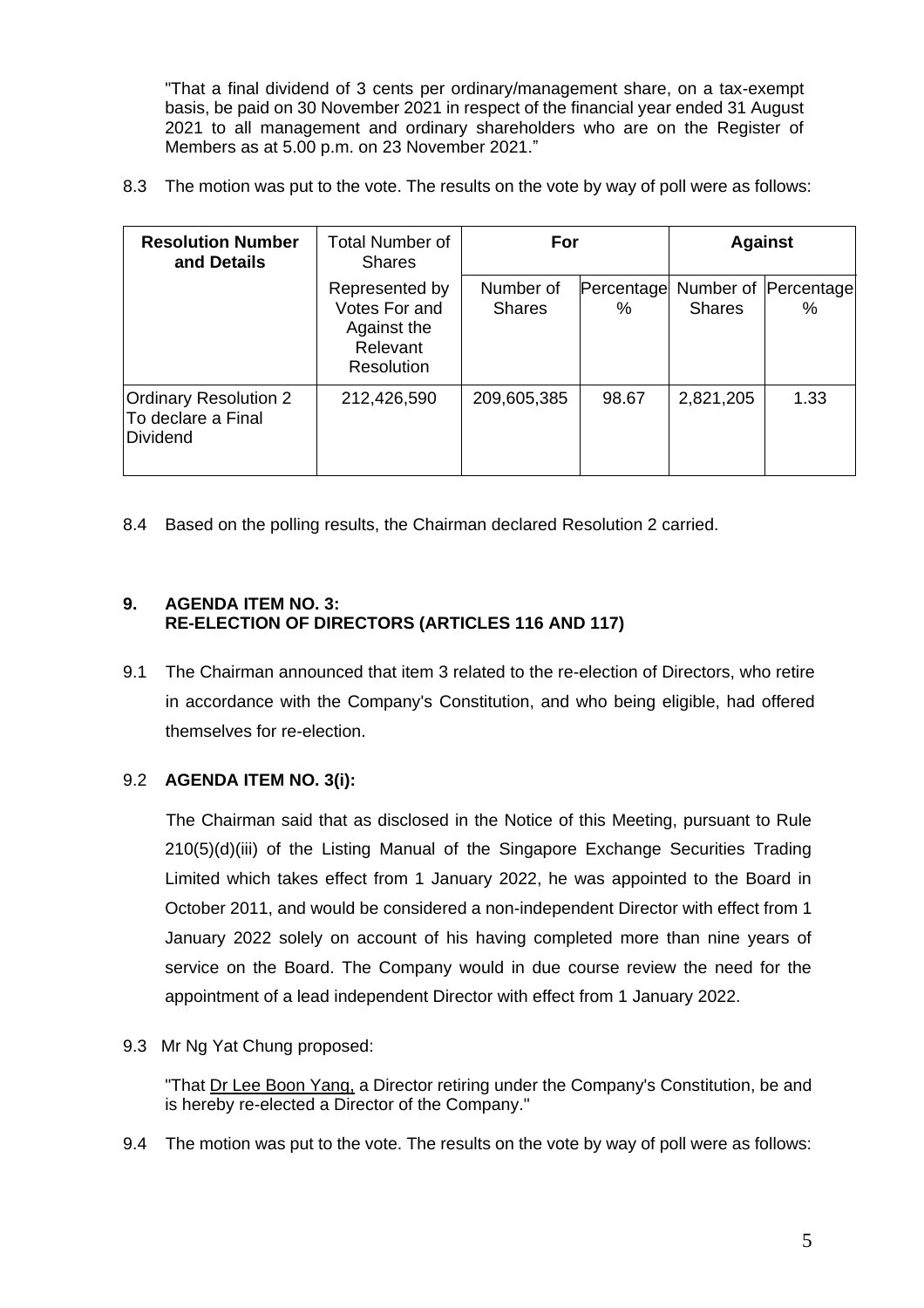"That a final dividend of 3 cents per ordinary/management share, on a tax-exempt basis, be paid on 30 November 2021 in respect of the financial year ended 31 August 2021 to all management and ordinary shareholders who are on the Register of Members as at 5.00 p.m. on 23 November 2021."

8.3 The motion was put to the vote. The results on the vote by way of poll were as follows:

| Resolution Number and Details | Total Number of Shares | For | | Against | |
|---|---|---|---|---|---|
| | Represented by Votes For and Against the Relevant Resolution | Number of Shares | Percentage % | Number of Shares | Percentage % |
| Ordinary Resolution 2 To declare a Final Dividend | 212,426,590 | 209,605,385 | 98.67 | 2,821,205 | 1.33 |

8.4 Based on the polling results, the Chairman declared Resolution 2 carried.

**9. AGENDA ITEM NO. 3:**
**RE-ELECTION OF DIRECTORS (ARTICLES 116 AND 117)**

9.1 The Chairman announced that item 3 related to the re-election of Directors, who retire in accordance with the Company's Constitution, and who being eligible, had offered themselves for re-election.

9.2 **AGENDA ITEM NO. 3(i):**

The Chairman said that as disclosed in the Notice of this Meeting, pursuant to Rule 210(5)(d)(iii) of the Listing Manual of the Singapore Exchange Securities Trading Limited which takes effect from 1 January 2022, he was appointed to the Board in October 2011, and would be considered a non-independent Director with effect from 1 January 2022 solely on account of his having completed more than nine years of service on the Board. The Company would in due course review the need for the appointment of a lead independent Director with effect from 1 January 2022.

9.3 Mr Ng Yat Chung proposed:

"That Dr Lee Boon Yang, a Director retiring under the Company's Constitution, be and is hereby re-elected a Director of the Company."

9.4 The motion was put to the vote. The results on the vote by way of poll were as follows: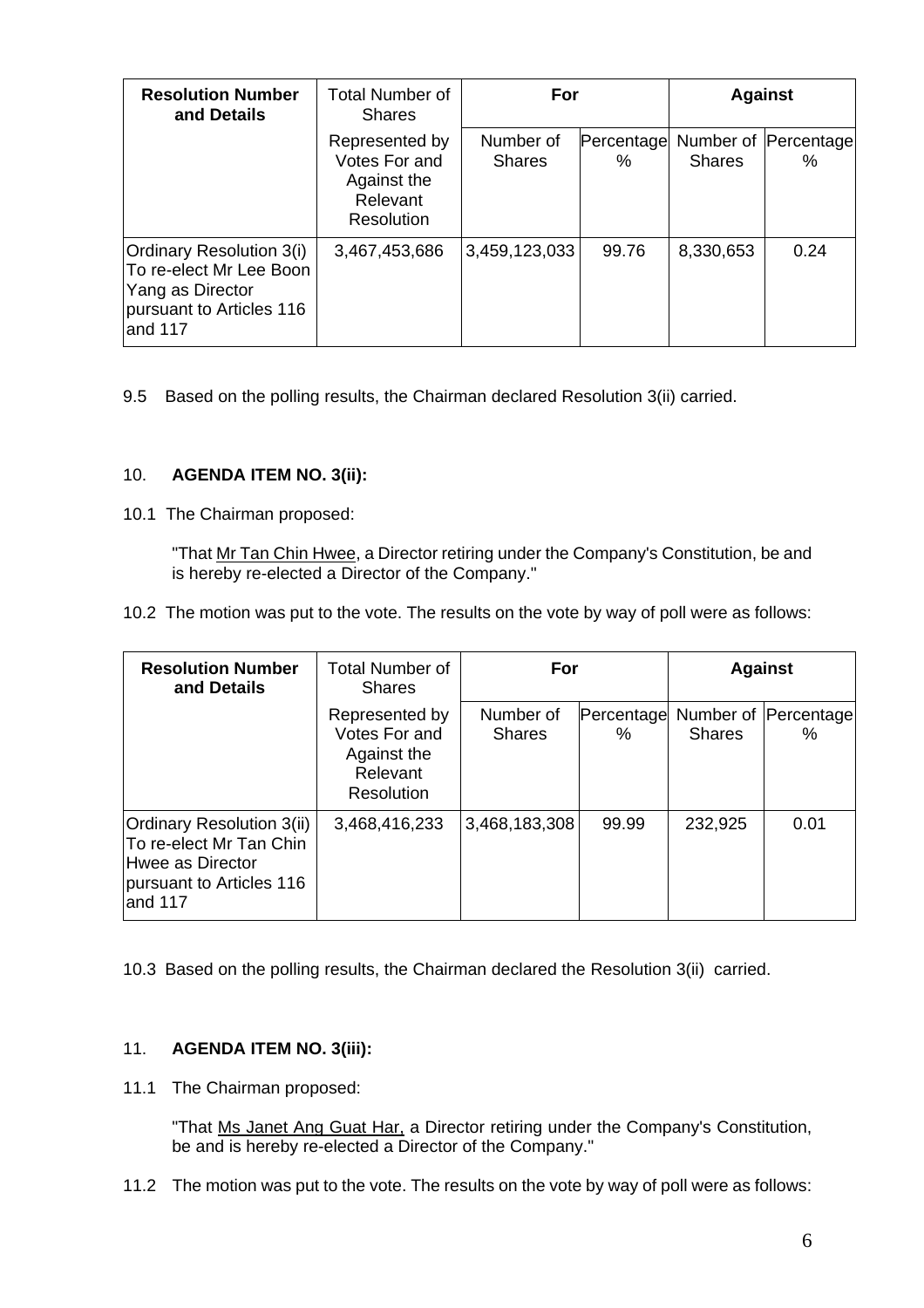| Resolution Number and Details | Total Number of Shares | For | | Against | |
|---|---|---|---|---|---|
| | Represented by Votes For and Against the Relevant Resolution | Number of Shares | Percentage % | Number of Shares | Percentage % |
| Ordinary Resolution 3(i) To re-elect Mr Lee Boon Yang as Director pursuant to Articles 116 and 117 | 3,467,453,686 | 3,459,123,033 | 99.76 | 8,330,653 | 0.24 |

9.5 Based on the polling results, the Chairman declared Resolution 3(ii) carried.

10. **AGENDA ITEM NO. 3(ii):**

10.1 The Chairman proposed:

"That Mr Tan Chin Hwee, a Director retiring under the Company's Constitution, be and is hereby re-elected a Director of the Company."

10.2 The motion was put to the vote. The results on the vote by way of poll were as follows:

| Resolution Number and Details | Total Number of Shares | For | | Against | |
|---|---|---|---|---|---|
| | Represented by Votes For and Against the Relevant Resolution | Number of Shares | Percentage % | Number of Shares | Percentage % |
| Ordinary Resolution 3(ii) To re-elect Mr Tan Chin Hwee as Director pursuant to Articles 116 and 117 | 3,468,416,233 | 3,468,183,308 | 99.99 | 232,925 | 0.01 |

10.3 Based on the polling results, the Chairman declared the Resolution 3(ii) carried.

11. **AGENDA ITEM NO. 3(iii):**

11.1 The Chairman proposed:

"That Ms Janet Ang Guat Har, a Director retiring under the Company's Constitution, be and is hereby re-elected a Director of the Company."

11.2 The motion was put to the vote. The results on the vote by way of poll were as follows: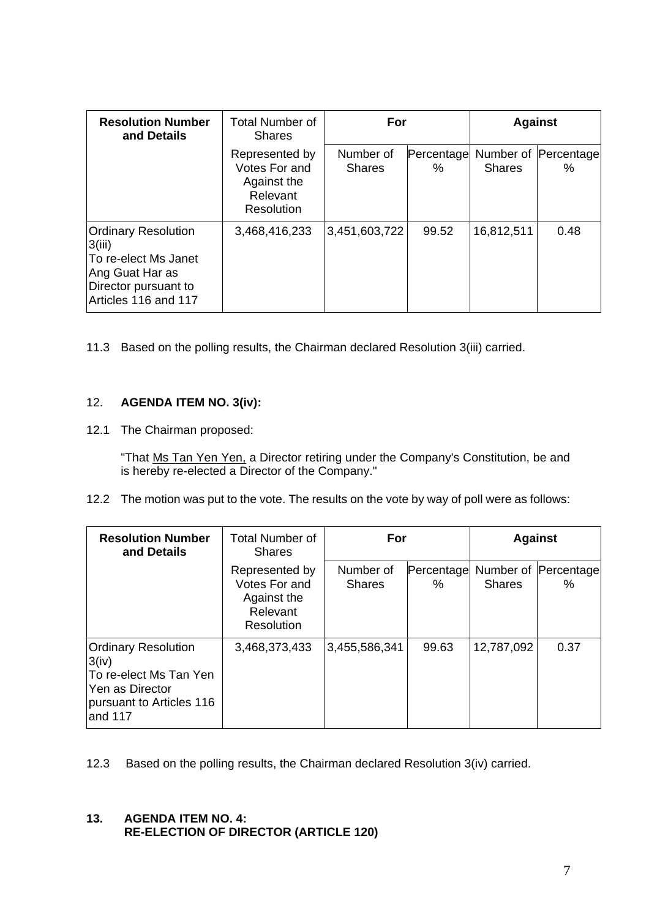| Resolution Number and Details | Total Number of Shares | For | | Against | |
|---|---|---|---|---|---|
| | Represented by Votes For and Against the Relevant Resolution | Number of Shares | Percentage % | Number of Shares | Percentage % |
| Ordinary Resolution 3(iii) To re-elect Ms Janet Ang Guat Har as Director pursuant to Articles 116 and 117 | 3,468,416,233 | 3,451,603,722 | 99.52 | 16,812,511 | 0.48 |

11.3 Based on the polling results, the Chairman declared Resolution 3(iii) carried.

12. **AGENDA ITEM NO. 3(iv):**

12.1 The Chairman proposed:

"That Ms Tan Yen Yen, a Director retiring under the Company's Constitution, be and is hereby re-elected a Director of the Company."

12.2 The motion was put to the vote. The results on the vote by way of poll were as follows:

| Resolution Number and Details | Total Number of Shares | For | | Against | |
|---|---|---|---|---|---|
| | Represented by Votes For and Against the Relevant Resolution | Number of Shares | Percentage % | Number of Shares | Percentage % |
| Ordinary Resolution 3(iv) To re-elect Ms Tan Yen Yen as Director pursuant to Articles 116 and 117 | 3,468,373,433 | 3,455,586,341 | 99.63 | 12,787,092 | 0.37 |

12.3 Based on the polling results, the Chairman declared Resolution 3(iv) carried.

**13. AGENDA ITEM NO. 4:**
**RE-ELECTION OF DIRECTOR (ARTICLE 120)**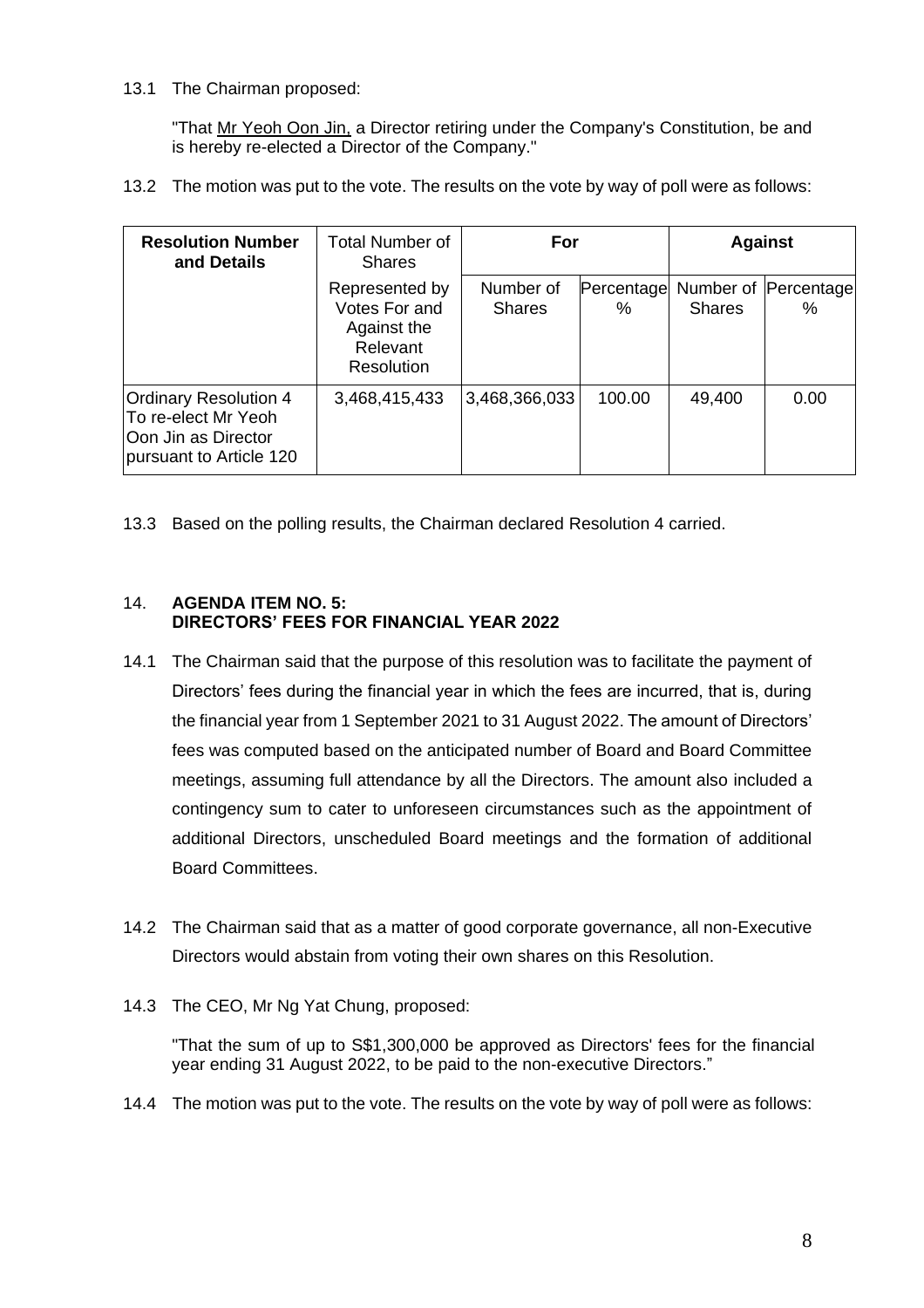13.1 The Chairman proposed:

"That Mr Yeoh Oon Jin, a Director retiring under the Company's Constitution, be and is hereby re-elected a Director of the Company."

13.2 The motion was put to the vote. The results on the vote by way of poll were as follows:

| Resolution Number and Details | Total Number of Shares | For | | Against | |
|---|---|---|---|---|---|
| | Represented by Votes For and Against the Relevant Resolution | Number of Shares | Percentage % | Number of Shares | Percentage % |
| Ordinary Resolution 4 To re-elect Mr Yeoh Oon Jin as Director pursuant to Article 120 | 3,468,415,433 | 3,468,366,033 | 100.00 | 49,400 | 0.00 |

13.3 Based on the polling results, the Chairman declared Resolution 4 carried.

## 14. AGENDA ITEM NO. 5: DIRECTORS' FEES FOR FINANCIAL YEAR 2022

14.1 The Chairman said that the purpose of this resolution was to facilitate the payment of Directors' fees during the financial year in which the fees are incurred, that is, during the financial year from 1 September 2021 to 31 August 2022. The amount of Directors' fees was computed based on the anticipated number of Board and Board Committee meetings, assuming full attendance by all the Directors. The amount also included a contingency sum to cater to unforeseen circumstances such as the appointment of additional Directors, unscheduled Board meetings and the formation of additional Board Committees.

14.2 The Chairman said that as a matter of good corporate governance, all non-Executive Directors would abstain from voting their own shares on this Resolution.

14.3 The CEO, Mr Ng Yat Chung, proposed:

"That the sum of up to S$1,300,000 be approved as Directors' fees for the financial year ending 31 August 2022, to be paid to the non-executive Directors."

14.4 The motion was put to the vote. The results on the vote by way of poll were as follows: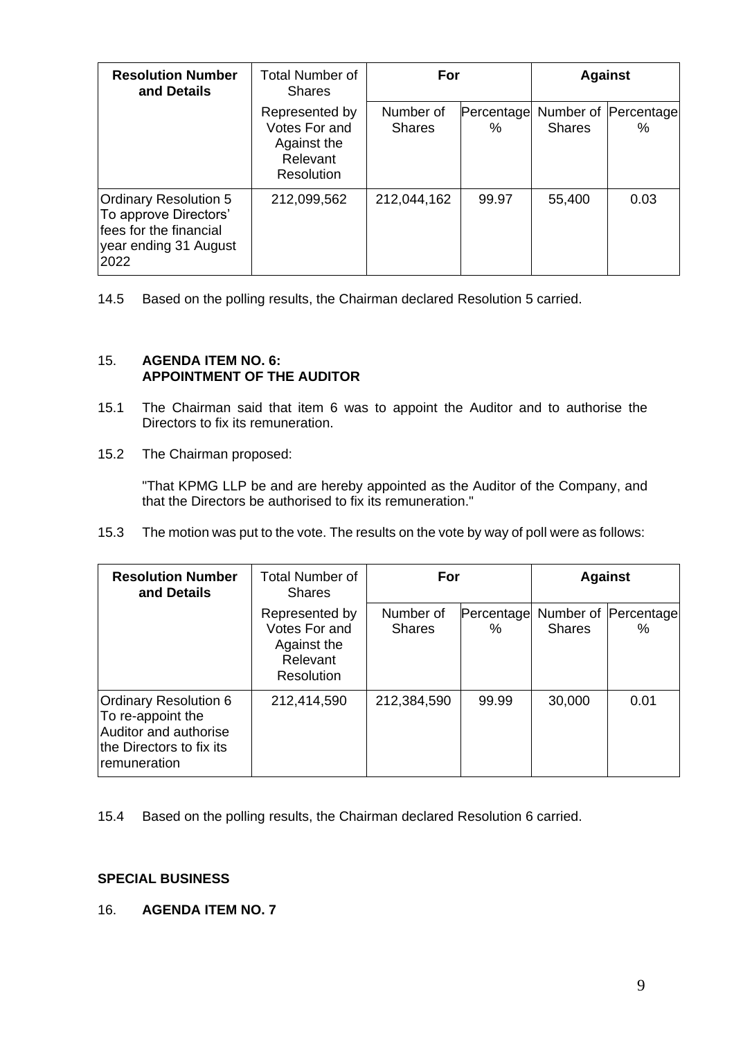| Resolution Number and Details | Total Number of Shares | For | | Against | |
|---|---|---|---|---|---|
| | Represented by Votes For and Against the Relevant Resolution | Number of Shares | Percentage % | Number of Shares | Percentage % |
| Ordinary Resolution 5 To approve Directors' fees for the financial year ending 31 August 2022 | 212,099,562 | 212,044,162 | 99.97 | 55,400 | 0.03 |

14.5 Based on the polling results, the Chairman declared Resolution 5 carried.

15. **AGENDA ITEM NO. 6: APPOINTMENT OF THE AUDITOR**

15.1 The Chairman said that item 6 was to appoint the Auditor and to authorise the Directors to fix its remuneration.

15.2 The Chairman proposed:

"That KPMG LLP be and are hereby appointed as the Auditor of the Company, and that the Directors be authorised to fix its remuneration."

15.3 The motion was put to the vote. The results on the vote by way of poll were as follows:

| Resolution Number and Details | Total Number of Shares | For | | Against | |
|---|---|---|---|---|---|
| | Represented by Votes For and Against the Relevant Resolution | Number of Shares | Percentage % | Number of Shares | Percentage % |
| Ordinary Resolution 6 To re-appoint the Auditor and authorise the Directors to fix its remuneration | 212,414,590 | 212,384,590 | 99.99 | 30,000 | 0.01 |

15.4 Based on the polling results, the Chairman declared Resolution 6 carried.

**SPECIAL BUSINESS**

16. **AGENDA ITEM NO. 7**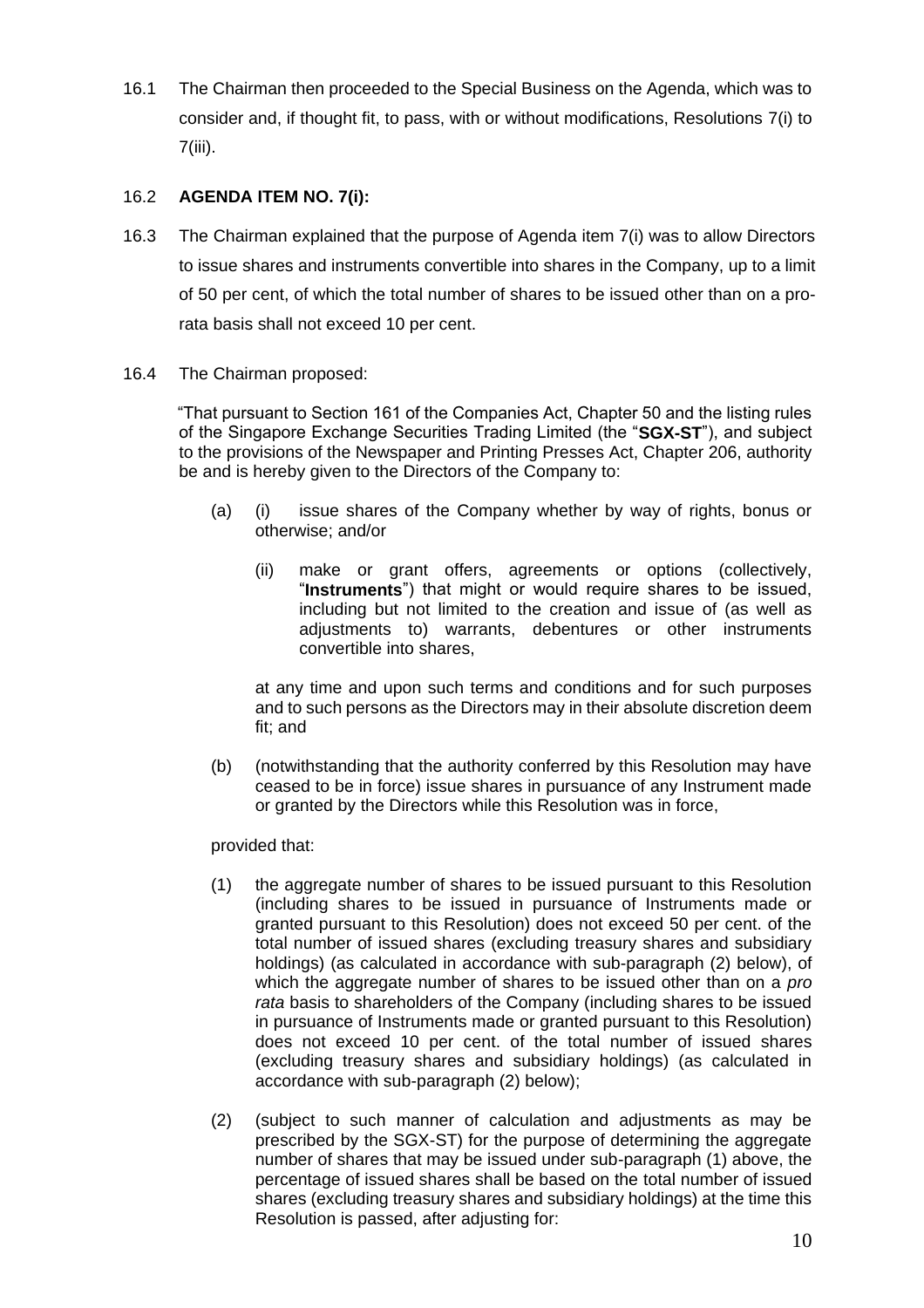16.1 The Chairman then proceeded to the Special Business on the Agenda, which was to consider and, if thought fit, to pass, with or without modifications, Resolutions 7(i) to 7(iii).

16.2 **AGENDA ITEM NO. 7(i):**

16.3 The Chairman explained that the purpose of Agenda item 7(i) was to allow Directors to issue shares and instruments convertible into shares in the Company, up to a limit of 50 per cent, of which the total number of shares to be issued other than on a pro-rata basis shall not exceed 10 per cent.

16.4 The Chairman proposed:

"That pursuant to Section 161 of the Companies Act, Chapter 50 and the listing rules of the Singapore Exchange Securities Trading Limited (the "**SGX-ST**"), and subject to the provisions of the Newspaper and Printing Presses Act, Chapter 206, authority be and is hereby given to the Directors of the Company to:

(a) (i) issue shares of the Company whether by way of rights, bonus or otherwise; and/or

(ii) make or grant offers, agreements or options (collectively, "**Instruments**") that might or would require shares to be issued, including but not limited to the creation and issue of (as well as adjustments to) warrants, debentures or other instruments convertible into shares,

at any time and upon such terms and conditions and for such purposes and to such persons as the Directors may in their absolute discretion deem fit; and

(b) (notwithstanding that the authority conferred by this Resolution may have ceased to be in force) issue shares in pursuance of any Instrument made or granted by the Directors while this Resolution was in force,

provided that:

(1) the aggregate number of shares to be issued pursuant to this Resolution (including shares to be issued in pursuance of Instruments made or granted pursuant to this Resolution) does not exceed 50 per cent. of the total number of issued shares (excluding treasury shares and subsidiary holdings) (as calculated in accordance with sub-paragraph (2) below), of which the aggregate number of shares to be issued other than on a *pro rata* basis to shareholders of the Company (including shares to be issued in pursuance of Instruments made or granted pursuant to this Resolution) does not exceed 10 per cent. of the total number of issued shares (excluding treasury shares and subsidiary holdings) (as calculated in accordance with sub-paragraph (2) below);

(2) (subject to such manner of calculation and adjustments as may be prescribed by the SGX-ST) for the purpose of determining the aggregate number of shares that may be issued under sub-paragraph (1) above, the percentage of issued shares shall be based on the total number of issued shares (excluding treasury shares and subsidiary holdings) at the time this Resolution is passed, after adjusting for: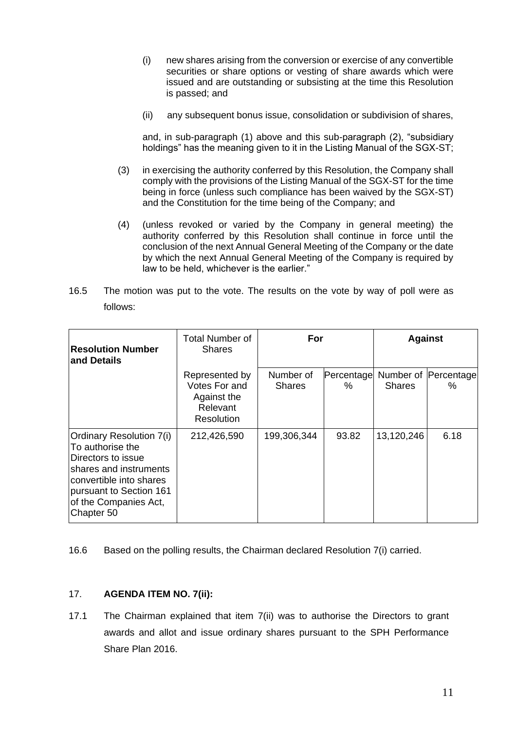(i) new shares arising from the conversion or exercise of any convertible securities or share options or vesting of share awards which were issued and are outstanding or subsisting at the time this Resolution is passed; and

(ii) any subsequent bonus issue, consolidation or subdivision of shares,

and, in sub-paragraph (1) above and this sub-paragraph (2), "subsidiary holdings" has the meaning given to it in the Listing Manual of the SGX-ST;

(3) in exercising the authority conferred by this Resolution, the Company shall comply with the provisions of the Listing Manual of the SGX-ST for the time being in force (unless such compliance has been waived by the SGX-ST) and the Constitution for the time being of the Company; and

(4) (unless revoked or varied by the Company in general meeting) the authority conferred by this Resolution shall continue in force until the conclusion of the next Annual General Meeting of the Company or the date by which the next Annual General Meeting of the Company is required by law to be held, whichever is the earlier."

16.5 The motion was put to the vote. The results on the vote by way of poll were as follows:

| **Resolution Number and Details** | Total Number of Shares | **For** | | **Against** | |
|---|---|---|---|---|---|
| | Represented by Votes For and Against the Relevant Resolution | Number of Shares | Percentage % | Number of Shares | Percentage % |
| Ordinary Resolution 7(i) To authorise the Directors to issue shares and instruments convertible into shares pursuant to Section 161 of the Companies Act, Chapter 50 | 212,426,590 | 199,306,344 | 93.82 | 13,120,246 | 6.18 |

16.6 Based on the polling results, the Chairman declared Resolution 7(i) carried.

17. **AGENDA ITEM NO. 7(ii):**

17.1 The Chairman explained that item 7(ii) was to authorise the Directors to grant awards and allot and issue ordinary shares pursuant to the SPH Performance Share Plan 2016.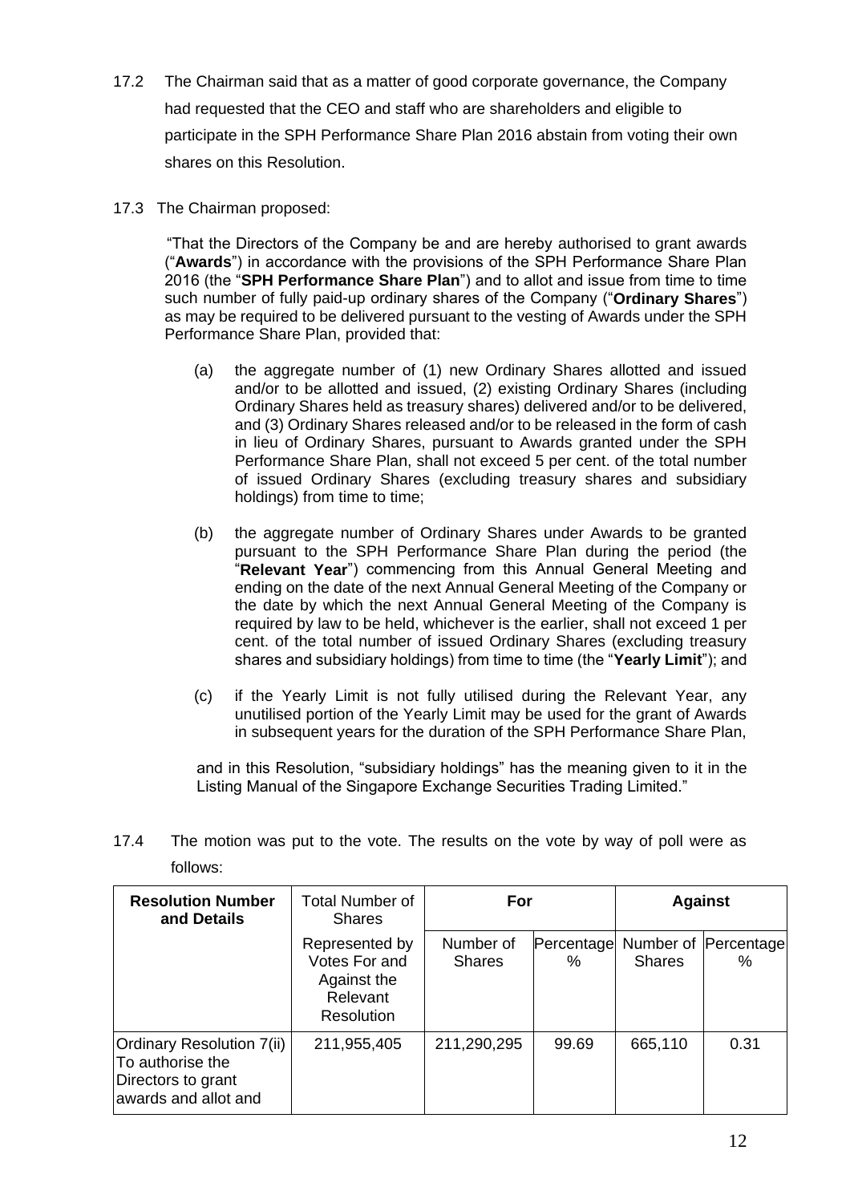17.2 The Chairman said that as a matter of good corporate governance, the Company had requested that the CEO and staff who are shareholders and eligible to participate in the SPH Performance Share Plan 2016 abstain from voting their own shares on this Resolution.

17.3 The Chairman proposed:

"That the Directors of the Company be and are hereby authorised to grant awards ("**Awards**") in accordance with the provisions of the SPH Performance Share Plan 2016 (the "**SPH Performance Share Plan**") and to allot and issue from time to time such number of fully paid-up ordinary shares of the Company ("**Ordinary Shares**") as may be required to be delivered pursuant to the vesting of Awards under the SPH Performance Share Plan, provided that:

(a) the aggregate number of (1) new Ordinary Shares allotted and issued and/or to be allotted and issued, (2) existing Ordinary Shares (including Ordinary Shares held as treasury shares) delivered and/or to be delivered, and (3) Ordinary Shares released and/or to be released in the form of cash in lieu of Ordinary Shares, pursuant to Awards granted under the SPH Performance Share Plan, shall not exceed 5 per cent. of the total number of issued Ordinary Shares (excluding treasury shares and subsidiary holdings) from time to time;

(b) the aggregate number of Ordinary Shares under Awards to be granted pursuant to the SPH Performance Share Plan during the period (the "**Relevant Year**") commencing from this Annual General Meeting and ending on the date of the next Annual General Meeting of the Company or the date by which the next Annual General Meeting of the Company is required by law to be held, whichever is the earlier, shall not exceed 1 per cent. of the total number of issued Ordinary Shares (excluding treasury shares and subsidiary holdings) from time to time (the "**Yearly Limit**"); and

(c) if the Yearly Limit is not fully utilised during the Relevant Year, any unutilised portion of the Yearly Limit may be used for the grant of Awards in subsequent years for the duration of the SPH Performance Share Plan,

and in this Resolution, "subsidiary holdings" has the meaning given to it in the Listing Manual of the Singapore Exchange Securities Trading Limited."

17.4 The motion was put to the vote. The results on the vote by way of poll were as follows:

| Resolution Number and Details | Total Number of Shares | For | | Against | |
|---|---|---|---|---|---|
| | Represented by Votes For and Against the Relevant Resolution | Number of Shares | Percentage % | Number of Shares | Percentage % |
| Ordinary Resolution 7(ii) To authorise the Directors to grant awards and allot and | 211,955,405 | 211,290,295 | 99.69 | 665,110 | 0.31 |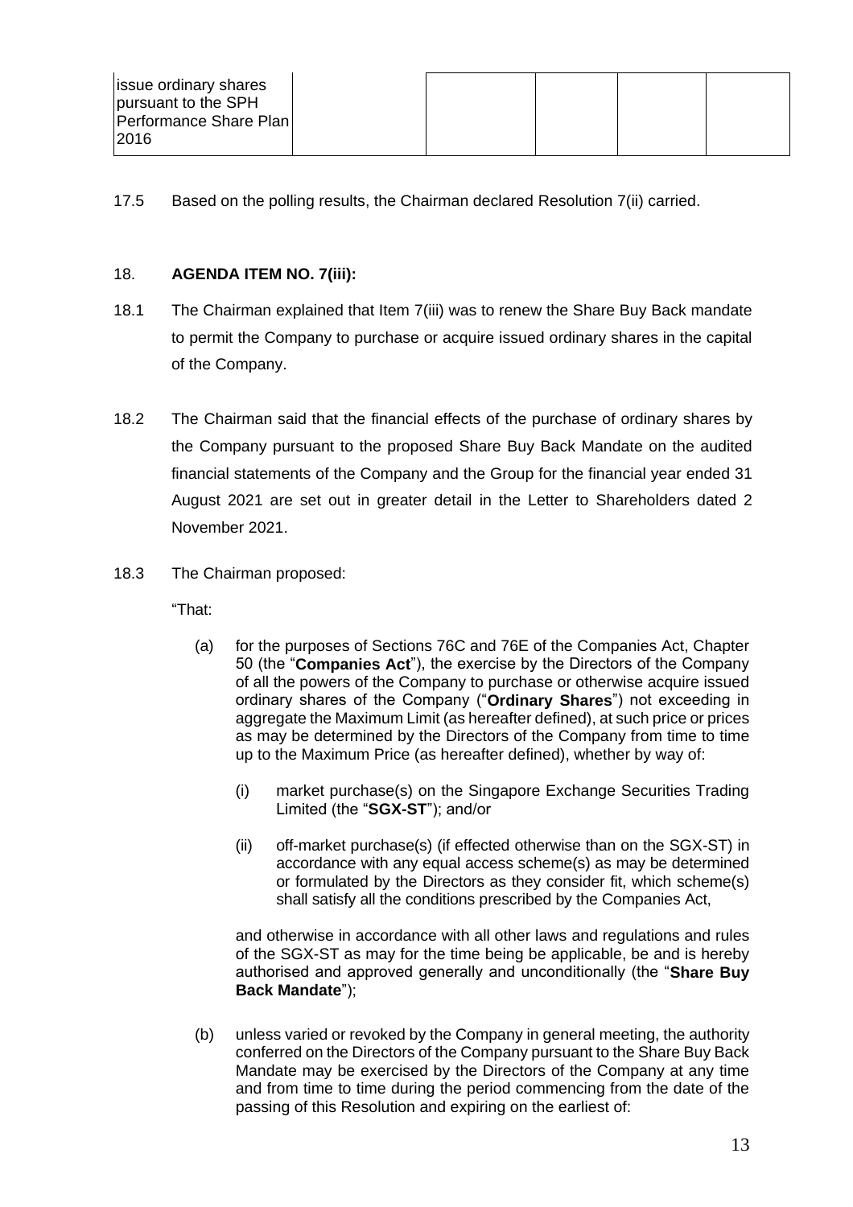| issue ordinary shares pursuant to the SPH Performance Share Plan 2016 | | | | |
|---|---|---|---|---|

17.5 Based on the polling results, the Chairman declared Resolution 7(ii) carried.

18. **AGENDA ITEM NO. 7(iii):**

18.1 The Chairman explained that Item 7(iii) was to renew the Share Buy Back mandate to permit the Company to purchase or acquire issued ordinary shares in the capital of the Company.

18.2 The Chairman said that the financial effects of the purchase of ordinary shares by the Company pursuant to the proposed Share Buy Back Mandate on the audited financial statements of the Company and the Group for the financial year ended 31 August 2021 are set out in greater detail in the Letter to Shareholders dated 2 November 2021.

18.3 The Chairman proposed:

"That:

(a) for the purposes of Sections 76C and 76E of the Companies Act, Chapter 50 (the "**Companies Act**"), the exercise by the Directors of the Company of all the powers of the Company to purchase or otherwise acquire issued ordinary shares of the Company ("**Ordinary Shares**") not exceeding in aggregate the Maximum Limit (as hereafter defined), at such price or prices as may be determined by the Directors of the Company from time to time up to the Maximum Price (as hereafter defined), whether by way of:

(i) market purchase(s) on the Singapore Exchange Securities Trading Limited (the "**SGX-ST**"); and/or

(ii) off-market purchase(s) (if effected otherwise than on the SGX-ST) in accordance with any equal access scheme(s) as may be determined or formulated by the Directors as they consider fit, which scheme(s) shall satisfy all the conditions prescribed by the Companies Act,

and otherwise in accordance with all other laws and regulations and rules of the SGX-ST as may for the time being be applicable, be and is hereby authorised and approved generally and unconditionally (the "**Share Buy Back Mandate**");

(b) unless varied or revoked by the Company in general meeting, the authority conferred on the Directors of the Company pursuant to the Share Buy Back Mandate may be exercised by the Directors of the Company at any time and from time to time during the period commencing from the date of the passing of this Resolution and expiring on the earliest of: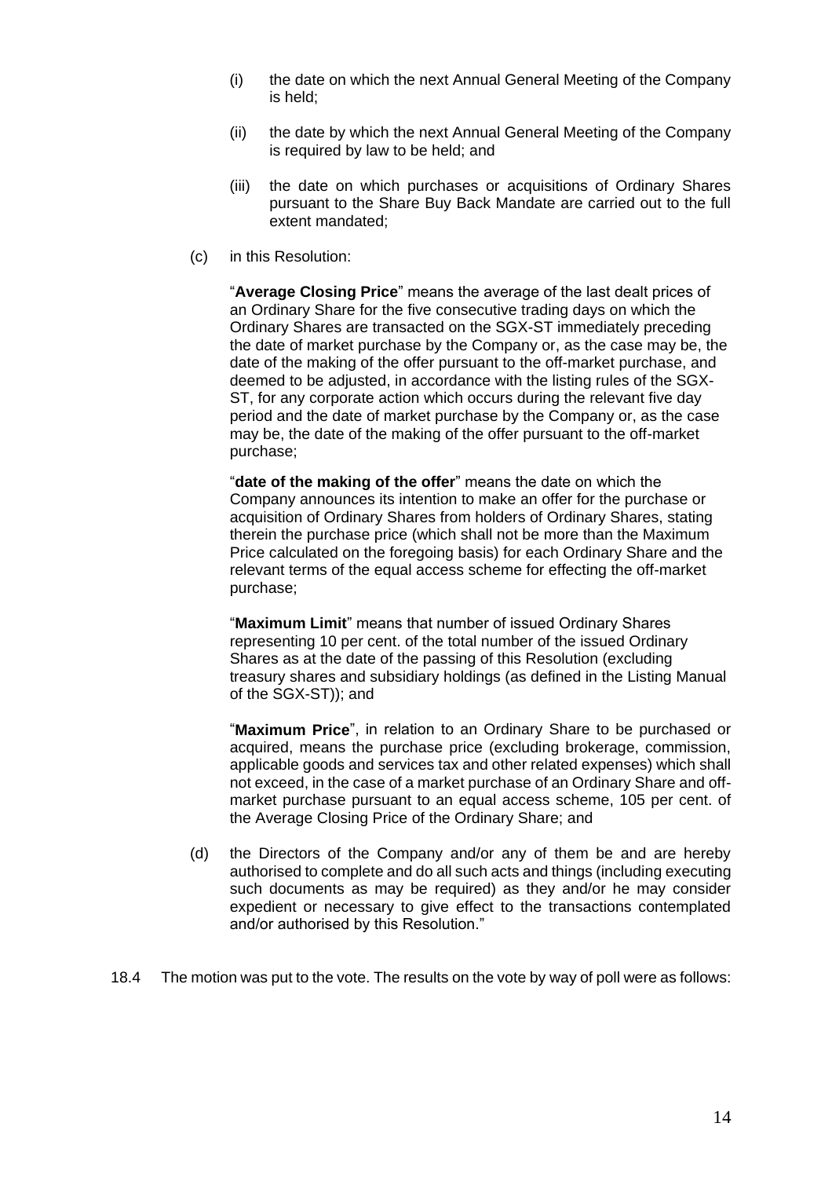(i) the date on which the next Annual General Meeting of the Company is held;

(ii) the date by which the next Annual General Meeting of the Company is required by law to be held; and

(iii) the date on which purchases or acquisitions of Ordinary Shares pursuant to the Share Buy Back Mandate are carried out to the full extent mandated;

(c) in this Resolution:

"**Average Closing Price**" means the average of the last dealt prices of an Ordinary Share for the five consecutive trading days on which the Ordinary Shares are transacted on the SGX-ST immediately preceding the date of market purchase by the Company or, as the case may be, the date of the making of the offer pursuant to the off-market purchase, and deemed to be adjusted, in accordance with the listing rules of the SGX-ST, for any corporate action which occurs during the relevant five day period and the date of market purchase by the Company or, as the case may be, the date of the making of the offer pursuant to the off-market purchase;

"**date of the making of the offer**" means the date on which the Company announces its intention to make an offer for the purchase or acquisition of Ordinary Shares from holders of Ordinary Shares, stating therein the purchase price (which shall not be more than the Maximum Price calculated on the foregoing basis) for each Ordinary Share and the relevant terms of the equal access scheme for effecting the off-market purchase;

"**Maximum Limit**" means that number of issued Ordinary Shares representing 10 per cent. of the total number of the issued Ordinary Shares as at the date of the passing of this Resolution (excluding treasury shares and subsidiary holdings (as defined in the Listing Manual of the SGX-ST)); and

"**Maximum Price**", in relation to an Ordinary Share to be purchased or acquired, means the purchase price (excluding brokerage, commission, applicable goods and services tax and other related expenses) which shall not exceed, in the case of a market purchase of an Ordinary Share and off-market purchase pursuant to an equal access scheme, 105 per cent. of the Average Closing Price of the Ordinary Share; and

(d) the Directors of the Company and/or any of them be and are hereby authorised to complete and do all such acts and things (including executing such documents as may be required) as they and/or he may consider expedient or necessary to give effect to the transactions contemplated and/or authorised by this Resolution."

18.4 The motion was put to the vote. The results on the vote by way of poll were as follows: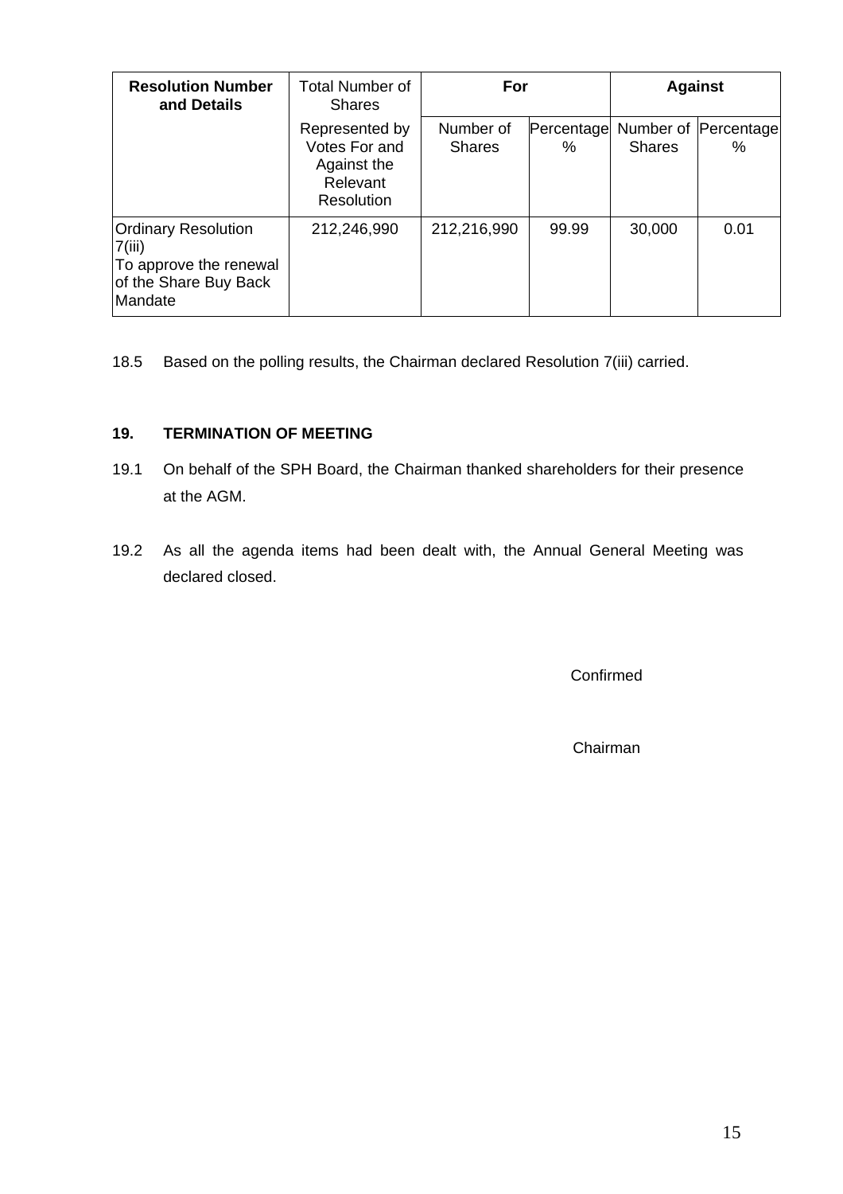| **Resolution Number and Details** | Total Number of Shares Represented by Votes For and Against the Relevant Resolution | **For** | | **Against** | |
|---|---|---|---|---|---|
| | | Number of Shares | Percentage % | Number of Shares | Percentage % |
| Ordinary Resolution 7(iii) To approve the renewal of the Share Buy Back Mandate | 212,246,990 | 212,216,990 | 99.99 | 30,000 | 0.01 |

18.5 Based on the polling results, the Chairman declared Resolution 7(iii) carried.

**19. TERMINATION OF MEETING**

19.1 On behalf of the SPH Board, the Chairman thanked shareholders for their presence at the AGM.

19.2 As all the agenda items had been dealt with, the Annual General Meeting was declared closed.

Confirmed

Chairman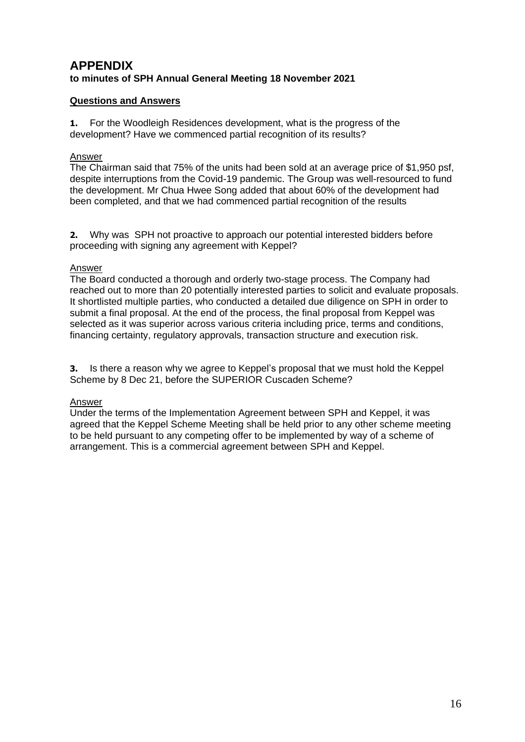# APPENDIX

**to minutes of SPH Annual General Meeting 18 November 2021**

**Questions and Answers**

**1.** For the Woodleigh Residences development, what is the progress of the development? Have we commenced partial recognition of its results?

Answer

The Chairman said that 75% of the units had been sold at an average price of $1,950 psf, despite interruptions from the Covid-19 pandemic. The Group was well-resourced to fund the development. Mr Chua Hwee Song added that about 60% of the development had been completed, and that we had commenced partial recognition of the results

**2.** Why was SPH not proactive to approach our potential interested bidders before proceeding with signing any agreement with Keppel?

Answer

The Board conducted a thorough and orderly two-stage process. The Company had reached out to more than 20 potentially interested parties to solicit and evaluate proposals. It shortlisted multiple parties, who conducted a detailed due diligence on SPH in order to submit a final proposal. At the end of the process, the final proposal from Keppel was selected as it was superior across various criteria including price, terms and conditions, financing certainty, regulatory approvals, transaction structure and execution risk.

**3.** Is there a reason why we agree to Keppel's proposal that we must hold the Keppel Scheme by 8 Dec 21, before the SUPERIOR Cuscaden Scheme?

Answer

Under the terms of the Implementation Agreement between SPH and Keppel, it was agreed that the Keppel Scheme Meeting shall be held prior to any other scheme meeting to be held pursuant to any competing offer to be implemented by way of a scheme of arrangement. This is a commercial agreement between SPH and Keppel.